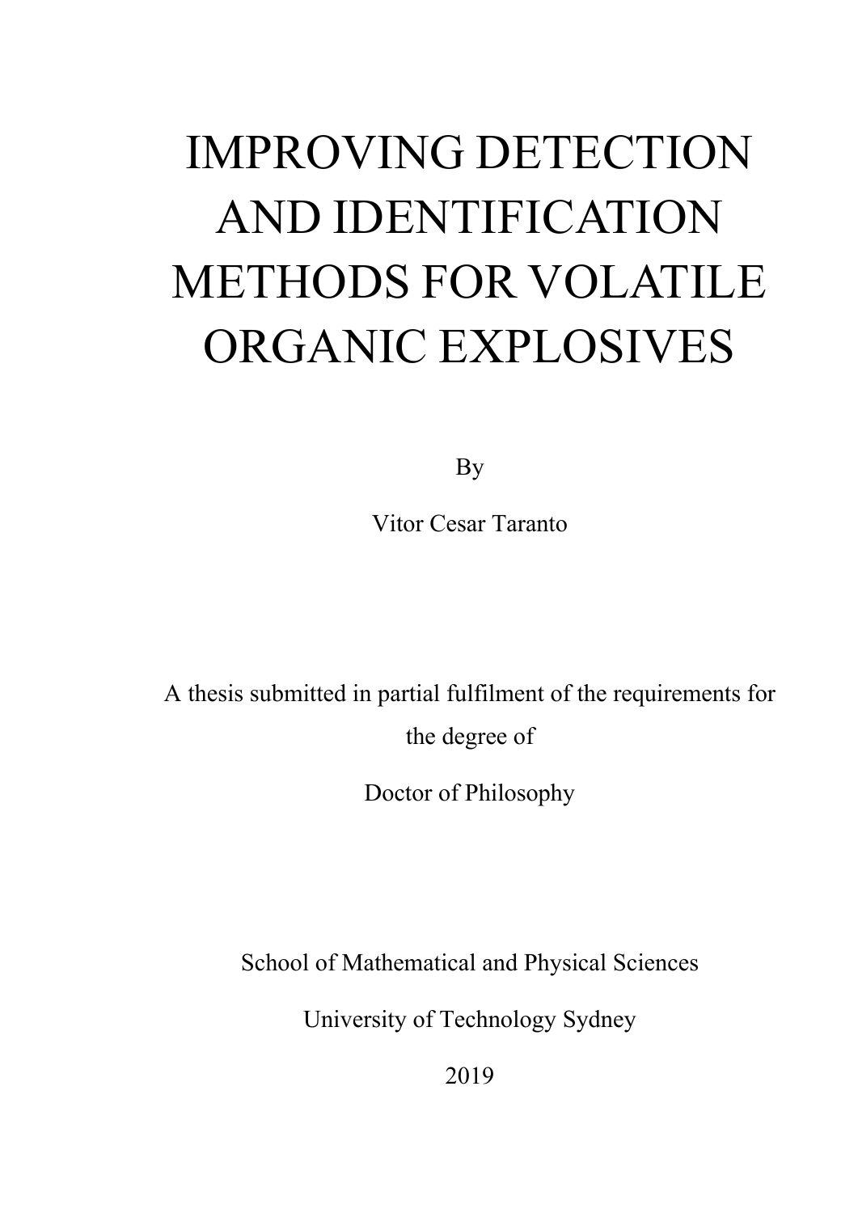# IMPROVING DETECTION AND IDENTIFICATION METHODS FOR VOLATILE ORGANIC EXPLOSIVES

By

Vitor Cesar Taranto

A thesis submitted in partial fulfilment of the requirements for the degree of

Doctor of Philosophy

School of Mathematical and Physical Sciences

University of Technology Sydney

2019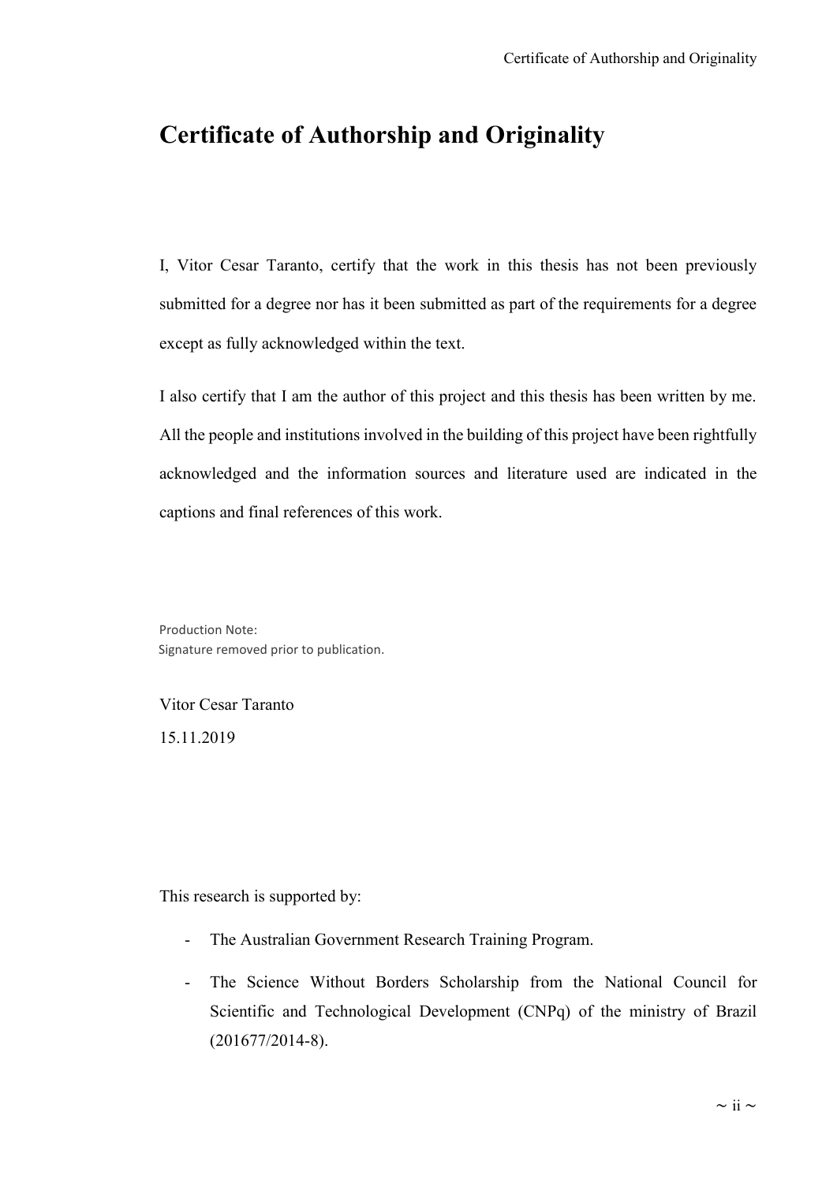# Certificate of Authorship and Originality

I, Vitor Cesar Taranto, certify that the work in this thesis has not been previously submitted for a degree nor has it been submitted as part of the requirements for a degree except as fully acknowledged within the text.

I also certify that I am the author of this project and this thesis has been written by me. All the people and institutions involved in the building of this project have been rightfully acknowledged and the information sources and literature used are indicated in the captions and final references of this work.

Production Note:
Signature removed prior to publication.

Vitor Cesar Taranto

15.11.2019

This research is supported by:

- The Australian Government Research Training Program.
- The Science Without Borders Scholarship from the National Council for Scientific and Technological Development (CNPq) of the ministry of Brazil (201677/2014-8).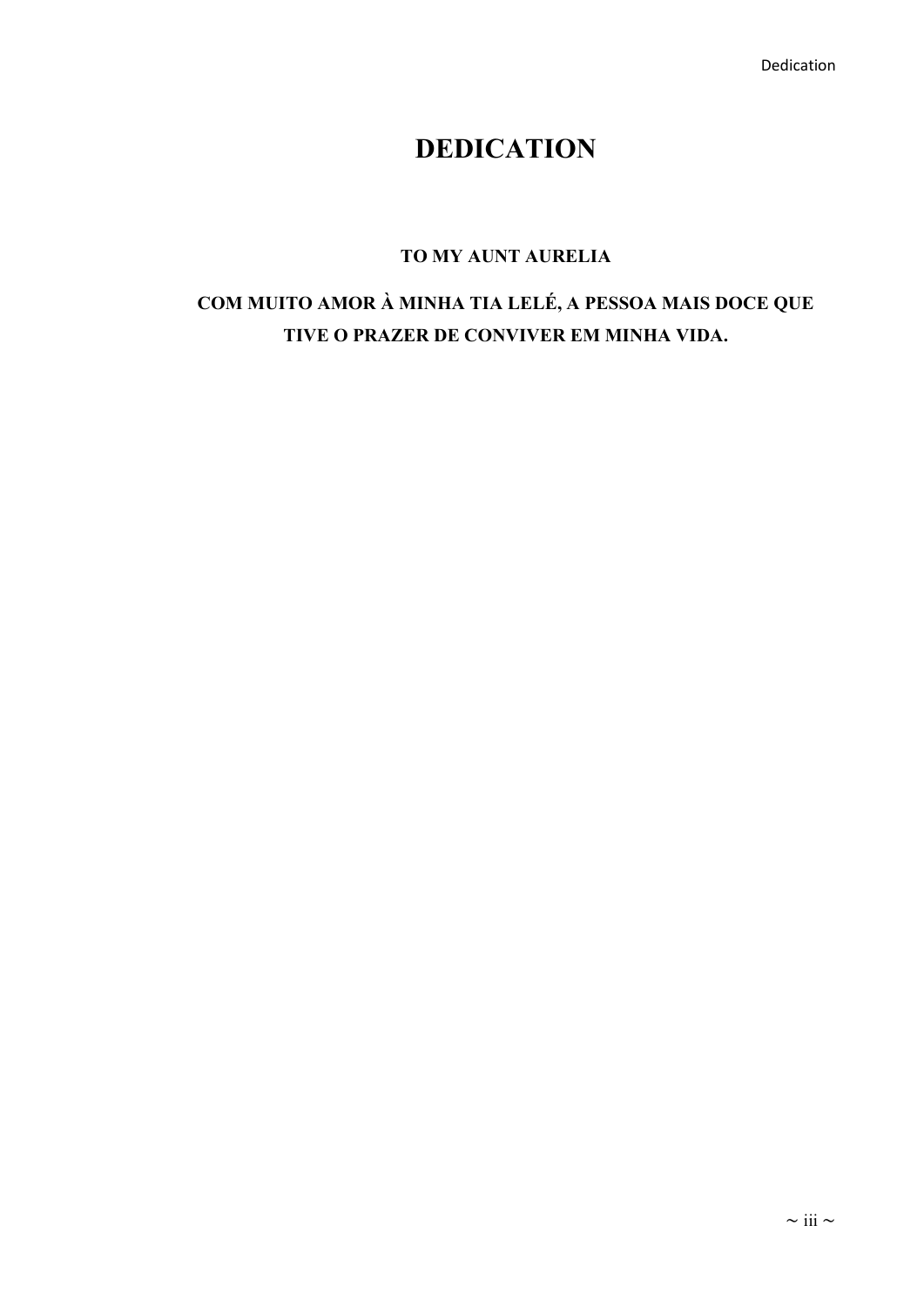# DEDICATION

**TO MY AUNT AURELIA**

**COM MUITO AMOR À MINHA TIA LELÉ, A PESSOA MAIS DOCE QUE TIVE O PRAZER DE CONVIVER EM MINHA VIDA.**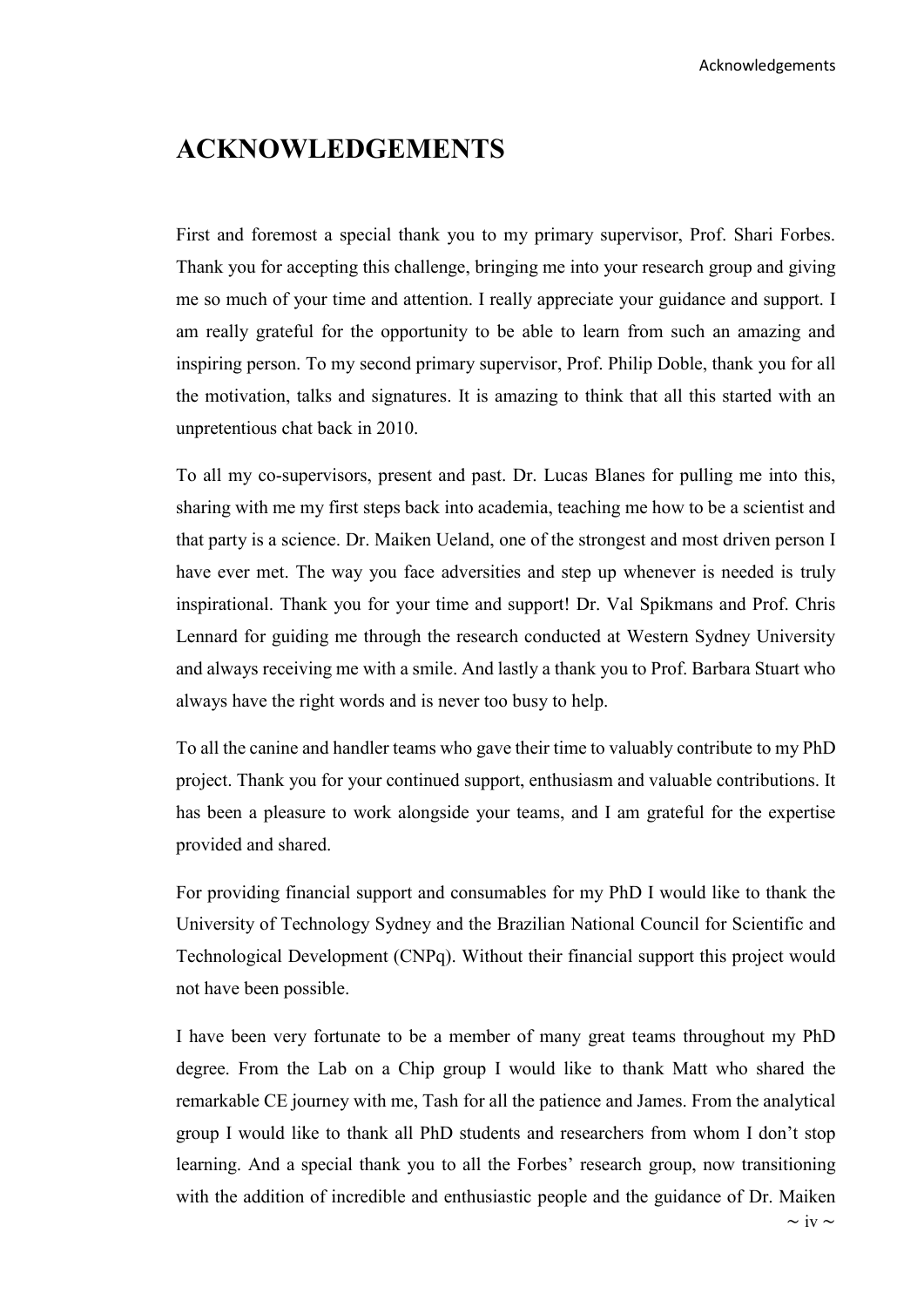# ACKNOWLEDGEMENTS

First and foremost a special thank you to my primary supervisor, Prof. Shari Forbes. Thank you for accepting this challenge, bringing me into your research group and giving me so much of your time and attention. I really appreciate your guidance and support. I am really grateful for the opportunity to be able to learn from such an amazing and inspiring person. To my second primary supervisor, Prof. Philip Doble, thank you for all the motivation, talks and signatures. It is amazing to think that all this started with an unpretentious chat back in 2010.

To all my co-supervisors, present and past. Dr. Lucas Blanes for pulling me into this, sharing with me my first steps back into academia, teaching me how to be a scientist and that party is a science. Dr. Maiken Ueland, one of the strongest and most driven person I have ever met. The way you face adversities and step up whenever is needed is truly inspirational. Thank you for your time and support! Dr. Val Spikmans and Prof. Chris Lennard for guiding me through the research conducted at Western Sydney University and always receiving me with a smile. And lastly a thank you to Prof. Barbara Stuart who always have the right words and is never too busy to help.

To all the canine and handler teams who gave their time to valuably contribute to my PhD project. Thank you for your continued support, enthusiasm and valuable contributions. It has been a pleasure to work alongside your teams, and I am grateful for the expertise provided and shared.

For providing financial support and consumables for my PhD I would like to thank the University of Technology Sydney and the Brazilian National Council for Scientific and Technological Development (CNPq). Without their financial support this project would not have been possible.

I have been very fortunate to be a member of many great teams throughout my PhD degree. From the Lab on a Chip group I would like to thank Matt who shared the remarkable CE journey with me, Tash for all the patience and James. From the analytical group I would like to thank all PhD students and researchers from whom I don't stop learning. And a special thank you to all the Forbes' research group, now transitioning with the addition of incredible and enthusiastic people and the guidance of Dr. Maiken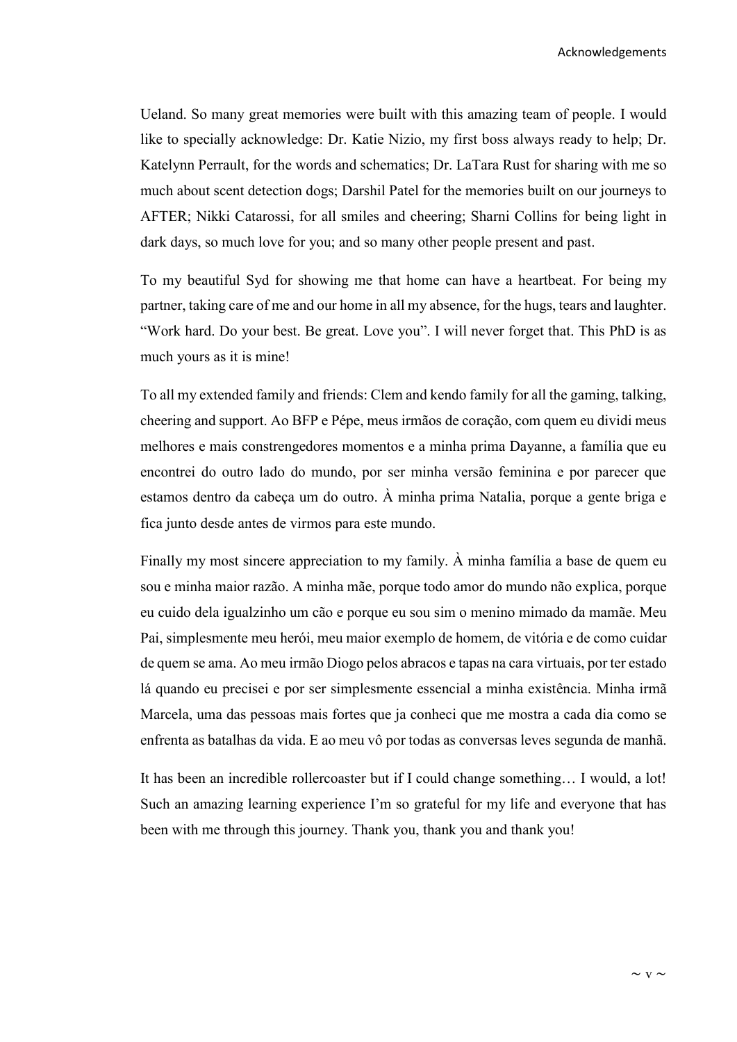Ueland. So many great memories were built with this amazing team of people. I would like to specially acknowledge: Dr. Katie Nizio, my first boss always ready to help; Dr. Katelynn Perrault, for the words and schematics; Dr. LaTara Rust for sharing with me so much about scent detection dogs; Darshil Patel for the memories built on our journeys to AFTER; Nikki Catarossi, for all smiles and cheering; Sharni Collins for being light in dark days, so much love for you; and so many other people present and past.

To my beautiful Syd for showing me that home can have a heartbeat. For being my partner, taking care of me and our home in all my absence, for the hugs, tears and laughter. "Work hard. Do your best. Be great. Love you". I will never forget that. This PhD is as much yours as it is mine!

To all my extended family and friends: Clem and kendo family for all the gaming, talking, cheering and support. Ao BFP e Pépe, meus irmãos de coração, com quem eu dividi meus melhores e mais constrengedores momentos e a minha prima Dayanne, a família que eu encontrei do outro lado do mundo, por ser minha versão feminina e por parecer que estamos dentro da cabeça um do outro. À minha prima Natalia, porque a gente briga e fica junto desde antes de virmos para este mundo.

Finally my most sincere appreciation to my family. À minha família a base de quem eu sou e minha maior razão. A minha mãe, porque todo amor do mundo não explica, porque eu cuido dela igualzinho um cão e porque eu sou sim o menino mimado da mamãe. Meu Pai, simplesmente meu herói, meu maior exemplo de homem, de vitória e de como cuidar de quem se ama. Ao meu irmão Diogo pelos abracos e tapas na cara virtuais, por ter estado lá quando eu precisei e por ser simplesmente essencial a minha existência. Minha irmã Marcela, uma das pessoas mais fortes que ja conheci que me mostra a cada dia como se enfrenta as batalhas da vida. E ao meu vô por todas as conversas leves segunda de manhã.

It has been an incredible rollercoaster but if I could change something… I would, a lot! Such an amazing learning experience I'm so grateful for my life and everyone that has been with me through this journey. Thank you, thank you and thank you!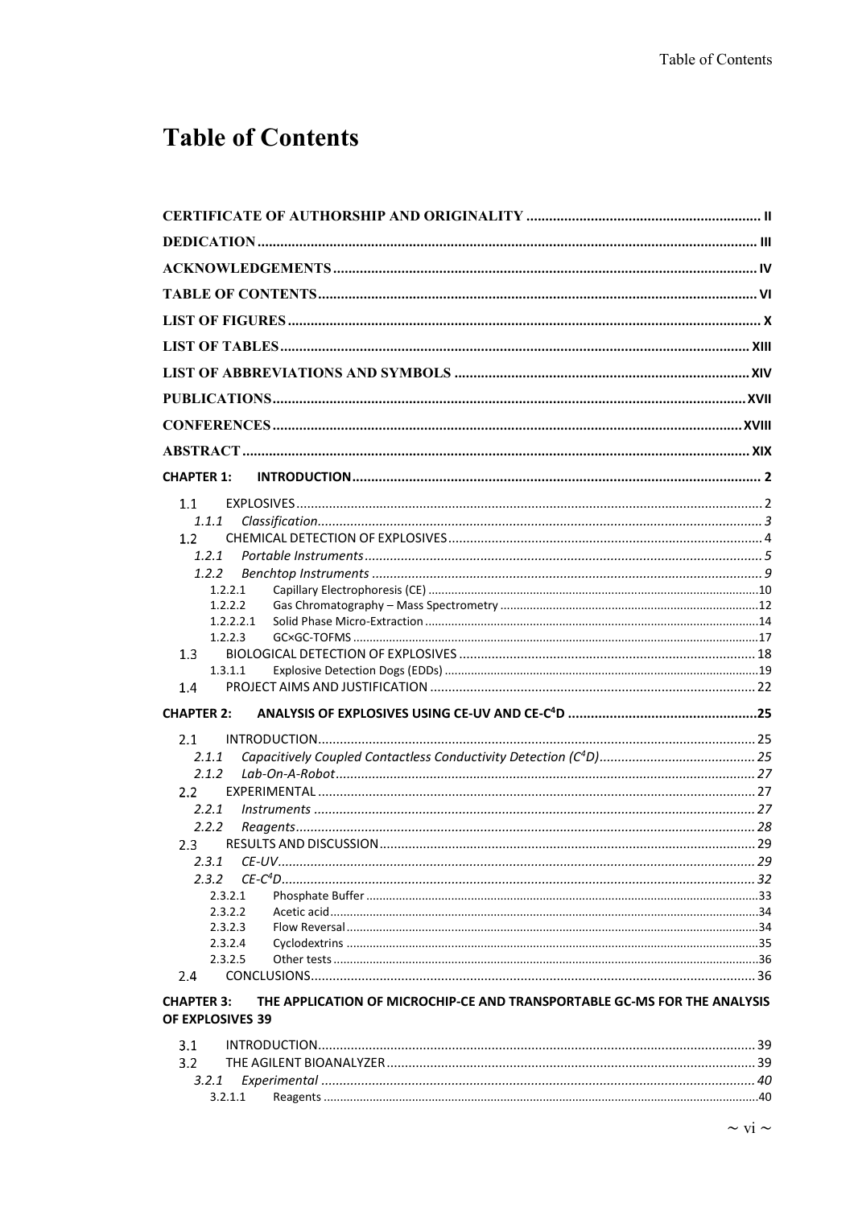# Table of Contents

CERTIFICATE OF AUTHORSHIP AND ORIGINALITY ..... II

DEDICATION ..... III

ACKNOWLEDGEMENTS ..... IV

TABLE OF CONTENTS ..... VI

LIST OF FIGURES ..... X

LIST OF TABLES ..... XIII

LIST OF ABBREVIATIONS AND SYMBOLS ..... XIV

PUBLICATIONS ..... XVII

CONFERENCES ..... XVIII

ABSTRACT ..... XIX

**CHAPTER 1: INTRODUCTION ..... 2**

- 1.1 EXPLOSIVES ..... 2
  - *1.1.1 Classification ..... 3*
- 1.2 CHEMICAL DETECTION OF EXPLOSIVES ..... 4
  - *1.2.1 Portable Instruments ..... 5*
  - *1.2.2 Benchtop Instruments ..... 9*
    - 1.2.2.1 Capillary Electrophoresis (CE) ..... 10
    - 1.2.2.2 Gas Chromatography – Mass Spectrometry ..... 12
    - 1.2.2.2.1 Solid Phase Micro-Extraction ..... 14
    - 1.2.2.3 GC×GC-TOFMS ..... 17
- 1.3 BIOLOGICAL DETECTION OF EXPLOSIVES ..... 18
  - 1.3.1.1 Explosive Detection Dogs (EDDs) ..... 19
- 1.4 PROJECT AIMS AND JUSTIFICATION ..... 22

**CHAPTER 2: ANALYSIS OF EXPLOSIVES USING CE-UV AND CE-C$^4$D ..... 25**

- 2.1 INTRODUCTION ..... 25
  - *2.1.1 Capacitively Coupled Contactless Conductivity Detection (C$^4$D) ..... 25*
  - *2.1.2 Lab-On-A-Robot ..... 27*
- 2.2 EXPERIMENTAL ..... 27
  - *2.2.1 Instruments ..... 27*
  - *2.2.2 Reagents ..... 28*
- 2.3 RESULTS AND DISCUSSION ..... 29
  - *2.3.1 CE-UV ..... 29*
  - *2.3.2 CE-C$^4$D ..... 32*
    - 2.3.2.1 Phosphate Buffer ..... 33
    - 2.3.2.2 Acetic acid ..... 34
    - 2.3.2.3 Flow Reversal ..... 34
    - 2.3.2.4 Cyclodextrins ..... 35
    - 2.3.2.5 Other tests ..... 36
- 2.4 CONCLUSIONS ..... 36

**CHAPTER 3: THE APPLICATION OF MICROCHIP-CE AND TRANSPORTABLE GC-MS FOR THE ANALYSIS OF EXPLOSIVES 39**

- 3.1 INTRODUCTION ..... 39
- 3.2 THE AGILENT BIOANALYZER ..... 39
  - *3.2.1 Experimental ..... 40*
    - 3.2.1.1 Reagents ..... 40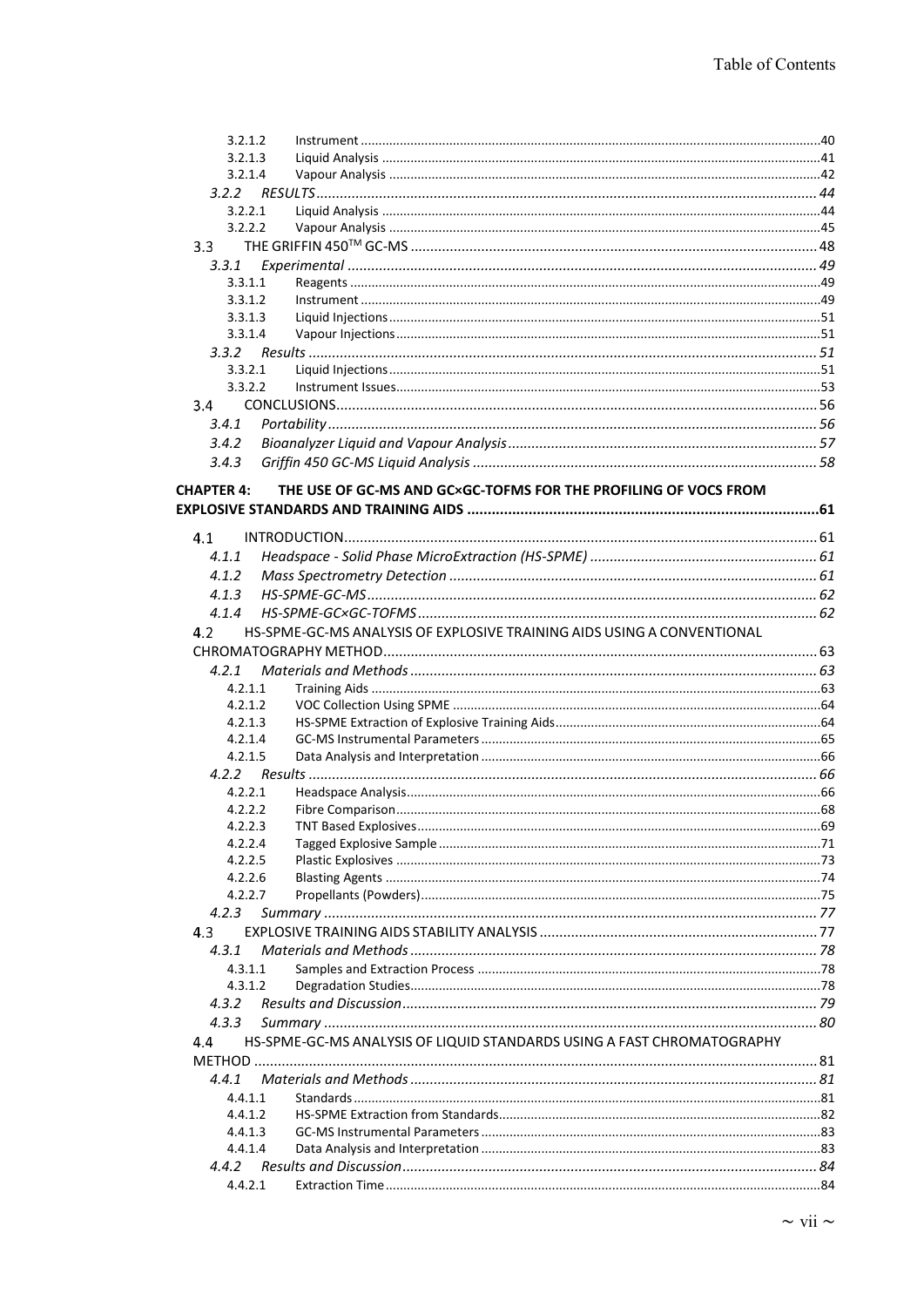3.2.1.2 Instrument ........................................................................................................................40
3.2.1.3 Liquid Analysis ..................................................................................................................41
3.2.1.4 Vapour Analysis .................................................................................................................42
*3.2.2 RESULTS* ..................................................................................................................... 44
3.2.2.1 Liquid Analysis ..................................................................................................................44
3.2.2.2 Vapour Analysis .................................................................................................................45
3.3 THE GRIFFIN 450™ GC-MS ........................................................................................... 48
*3.3.1 Experimental* ............................................................................................................. 49
3.3.1.1 Reagents ............................................................................................................................49
3.3.1.2 Instrument ........................................................................................................................49
3.3.1.3 Liquid Injections.................................................................................................................51
3.3.1.4 Vapour Injections...............................................................................................................51
*3.3.2 Results* ...................................................................................................................... 51
3.3.2.1 Liquid Injections.................................................................................................................51
3.3.2.2 Instrument Issues...............................................................................................................53
3.4 CONCLUSIONS.................................................................................................................. 56
*3.4.1 Portability* ................................................................................................................. 56
*3.4.2 Bioanalyzer Liquid and Vapour Analysis* .................................................................... 57
*3.4.3 Griffin 450 GC-MS Liquid Analysis* ............................................................................ 58

**CHAPTER 4: THE USE OF GC-MS AND GC×GC-TOFMS FOR THE PROFILING OF VOCS FROM EXPLOSIVE STANDARDS AND TRAINING AIDS** ...........................................................................................61

4.1 INTRODUCTION................................................................................................................ 61
*4.1.1 Headspace - Solid Phase MicroExtraction (HS-SPME)* ................................................. 61
*4.1.2 Mass Spectrometry Detection* ................................................................................... 61
*4.1.3 HS-SPME-GC-MS* ........................................................................................................ 62
*4.1.4 HS-SPME-GC×GC-TOFMS* ............................................................................................ 62
4.2 HS-SPME-GC-MS ANALYSIS OF EXPLOSIVE TRAINING AIDS USING A CONVENTIONAL CHROMATOGRAPHY METHOD..................................................................................................... 63
*4.2.1 Materials and Methods* ............................................................................................. 63
4.2.1.1 Training Aids ......................................................................................................................63
4.2.1.2 VOC Collection Using SPME ...............................................................................................64
4.2.1.3 HS-SPME Extraction of Explosive Training Aids..................................................................64
4.2.1.4 GC-MS Instrumental Parameters .......................................................................................65
4.2.1.5 Data Analysis and Interpretation .......................................................................................66
*4.2.2 Results* ...................................................................................................................... 66
4.2.2.1 Headspace Analysis............................................................................................................66
4.2.2.2 Fibre Comparison...............................................................................................................68
4.2.2.3 TNT Based Explosives.........................................................................................................69
4.2.2.4 Tagged Explosive Sample ...................................................................................................71
4.2.2.5 Plastic Explosives ...............................................................................................................73
4.2.2.6 Blasting Agents ..................................................................................................................74
4.2.2.7 Propellants (Powders)........................................................................................................75
*4.2.3 Summary* ................................................................................................................... 77
4.3 EXPLOSIVE TRAINING AIDS STABILITY ANALYSIS ............................................................. 77
*4.3.1 Materials and Methods* ............................................................................................. 78
4.3.1.1 Samples and Extraction Process ........................................................................................78
4.3.1.2 Degradation Studies...........................................................................................................78
*4.3.2 Results and Discussion* ............................................................................................... 79
*4.3.3 Summary* ................................................................................................................... 80
4.4 HS-SPME-GC-MS ANALYSIS OF LIQUID STANDARDS USING A FAST CHROMATOGRAPHY METHOD ..................................................................................................................................... 81
*4.4.1 Materials and Methods* ............................................................................................. 81
4.4.1.1 Standards ...........................................................................................................................81
4.4.1.2 HS-SPME Extraction from Standards..................................................................................82
4.4.1.3 GC-MS Instrumental Parameters .......................................................................................83
4.4.1.4 Data Analysis and Interpretation .......................................................................................83
*4.4.2 Results and Discussion* ............................................................................................... 84
4.4.2.1 Extraction Time..................................................................................................................84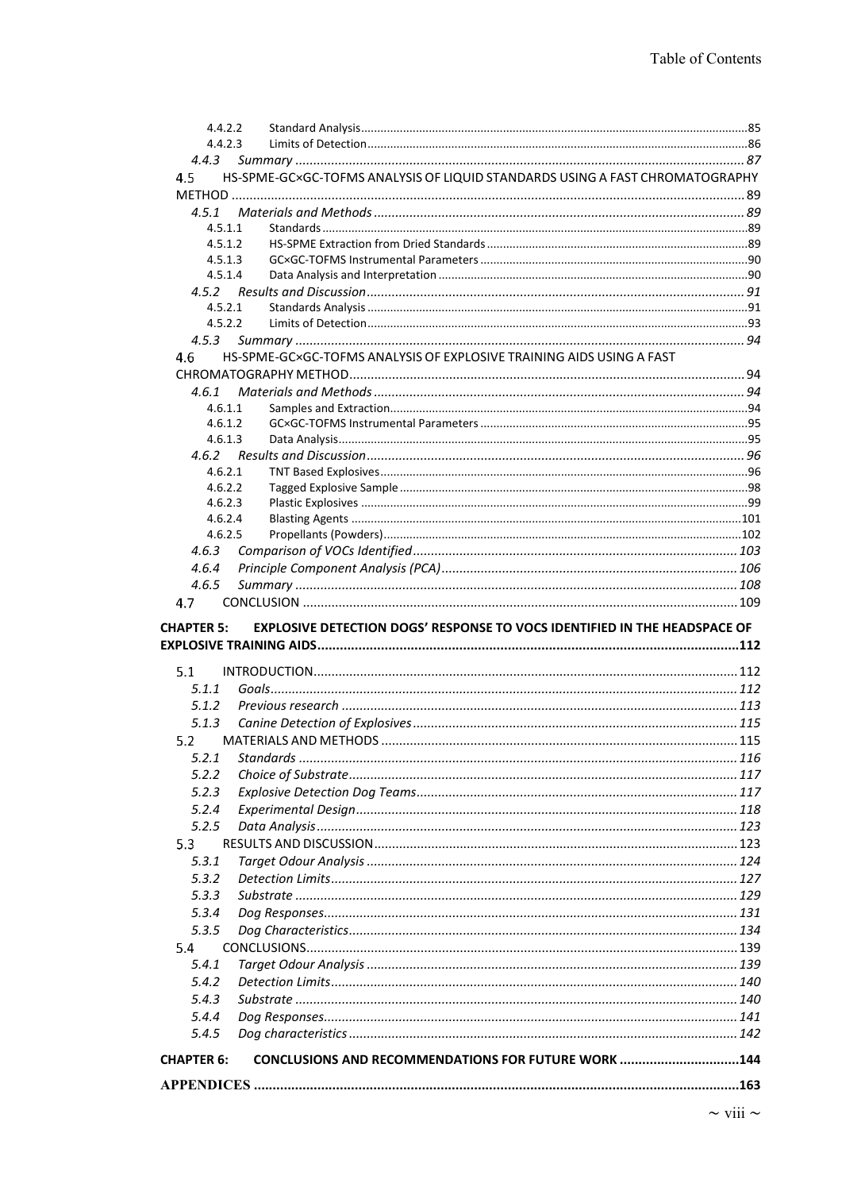4.4.2.2 Standard Analysis .....85
4.4.2.3 Limits of Detection .....86
*4.4.3 Summary* .....87

4.5 HS-SPME-GC×GC-TOFMS ANALYSIS OF LIQUID STANDARDS USING A FAST CHROMATOGRAPHY METHOD .....89

*4.5.1 Materials and Methods* .....89
4.5.1.1 Standards .....89
4.5.1.2 HS-SPME Extraction from Dried Standards .....89
4.5.1.3 GC×GC-TOFMS Instrumental Parameters .....90
4.5.1.4 Data Analysis and Interpretation .....90
*4.5.2 Results and Discussion* .....91
4.5.2.1 Standards Analysis .....91
4.5.2.2 Limits of Detection .....93
*4.5.3 Summary* .....94

4.6 HS-SPME-GC×GC-TOFMS ANALYSIS OF EXPLOSIVE TRAINING AIDS USING A FAST CHROMATOGRAPHY METHOD .....94

*4.6.1 Materials and Methods* .....94
4.6.1.1 Samples and Extraction .....94
4.6.1.2 GC×GC-TOFMS Instrumental Parameters .....95
4.6.1.3 Data Analysis .....95
*4.6.2 Results and Discussion* .....96
4.6.2.1 TNT Based Explosives .....96
4.6.2.2 Tagged Explosive Sample .....98
4.6.2.3 Plastic Explosives .....99
4.6.2.4 Blasting Agents .....101
4.6.2.5 Propellants (Powders) .....102
*4.6.3 Comparison of VOCs Identified* .....103
*4.6.4 Principle Component Analysis (PCA)* .....106
*4.6.5 Summary* .....108

4.7 CONCLUSION .....109

**CHAPTER 5: EXPLOSIVE DETECTION DOGS' RESPONSE TO VOCS IDENTIFIED IN THE HEADSPACE OF EXPLOSIVE TRAINING AIDS .....112**

5.1 INTRODUCTION .....112
*5.1.1 Goals* .....112
*5.1.2 Previous research* .....113
*5.1.3 Canine Detection of Explosives* .....115

5.2 MATERIALS AND METHODS .....115
*5.2.1 Standards* .....116
*5.2.2 Choice of Substrate* .....117
*5.2.3 Explosive Detection Dog Teams* .....117
*5.2.4 Experimental Design* .....118
*5.2.5 Data Analysis* .....123

5.3 RESULTS AND DISCUSSION .....123
*5.3.1 Target Odour Analysis* .....124
*5.3.2 Detection Limits* .....127
*5.3.3 Substrate* .....129
*5.3.4 Dog Responses* .....131
*5.3.5 Dog Characteristics* .....134

5.4 CONCLUSIONS .....139
*5.4.1 Target Odour Analysis* .....139
*5.4.2 Detection Limits* .....140
*5.4.3 Substrate* .....140
*5.4.4 Dog Responses* .....141
*5.4.5 Dog characteristics* .....142

**CHAPTER 6: CONCLUSIONS AND RECOMMENDATIONS FOR FUTURE WORK .....144**

**APPENDICES .....163**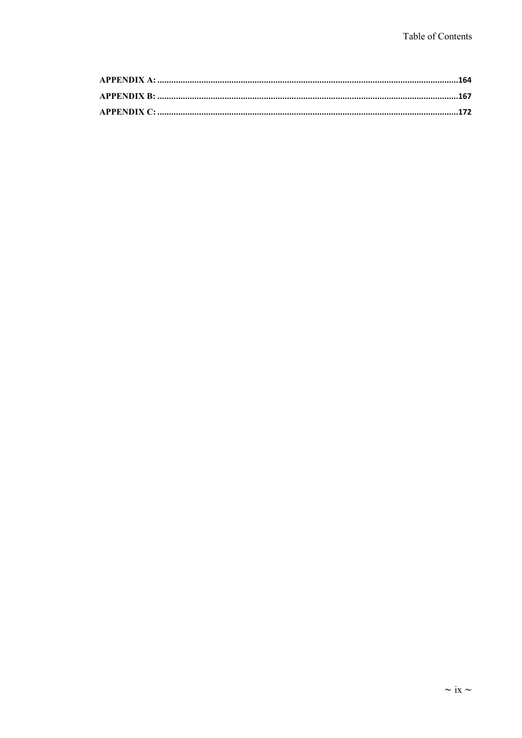**APPENDIX A:** ....................................................................................................................................164

**APPENDIX B:** ....................................................................................................................................167

**APPENDIX C:** ....................................................................................................................................172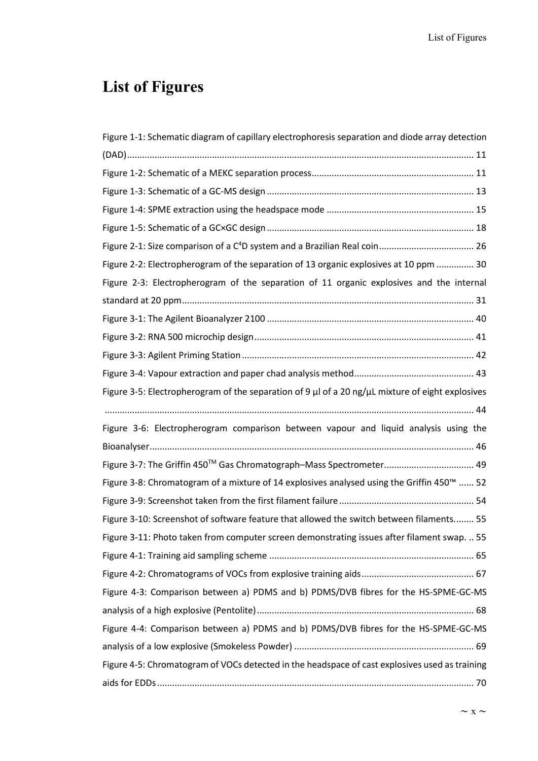# List of Figures

Figure 1-1: Schematic diagram of capillary electrophoresis separation and diode array detection (DAD) ........ 11

Figure 1-2: Schematic of a MEKC separation process ........ 11

Figure 1-3: Schematic of a GC-MS design ........ 13

Figure 1-4: SPME extraction using the headspace mode ........ 15

Figure 1-5: Schematic of a GC×GC design ........ 18

Figure 2-1: Size comparison of a $C^4D$ system and a Brazilian Real coin ........ 26

Figure 2-2: Electropherogram of the separation of 13 organic explosives at 10 ppm ........ 30

Figure 2-3: Electropherogram of the separation of 11 organic explosives and the internal standard at 20 ppm ........ 31

Figure 3-1: The Agilent Bioanalyzer 2100 ........ 40

Figure 3-2: RNA 500 microchip design ........ 41

Figure 3-3: Agilent Priming Station ........ 42

Figure 3-4: Vapour extraction and paper chad analysis method ........ 43

Figure 3-5: Electropherogram of the separation of 9 µl of a 20 ng/µL mixture of eight explosives ........ 44

Figure 3-6: Electropherogram comparison between vapour and liquid analysis using the Bioanalyser ........ 46

Figure 3-7: The Griffin 450™ Gas Chromatograph–Mass Spectrometer ........ 49

Figure 3-8: Chromatogram of a mixture of 14 explosives analysed using the Griffin 450™ ........ 52

Figure 3-9: Screenshot taken from the first filament failure ........ 54

Figure 3-10: Screenshot of software feature that allowed the switch between filaments. ........ 55

Figure 3-11: Photo taken from computer screen demonstrating issues after filament swap. ........ 55

Figure 4-1: Training aid sampling scheme ........ 65

Figure 4-2: Chromatograms of VOCs from explosive training aids ........ 67

Figure 4-3: Comparison between a) PDMS and b) PDMS/DVB fibres for the HS-SPME-GC-MS analysis of a high explosive (Pentolite) ........ 68

Figure 4-4: Comparison between a) PDMS and b) PDMS/DVB fibres for the HS-SPME-GC-MS analysis of a low explosive (Smokeless Powder) ........ 69

Figure 4-5: Chromatogram of VOCs detected in the headspace of cast explosives used as training aids for EDDs ........ 70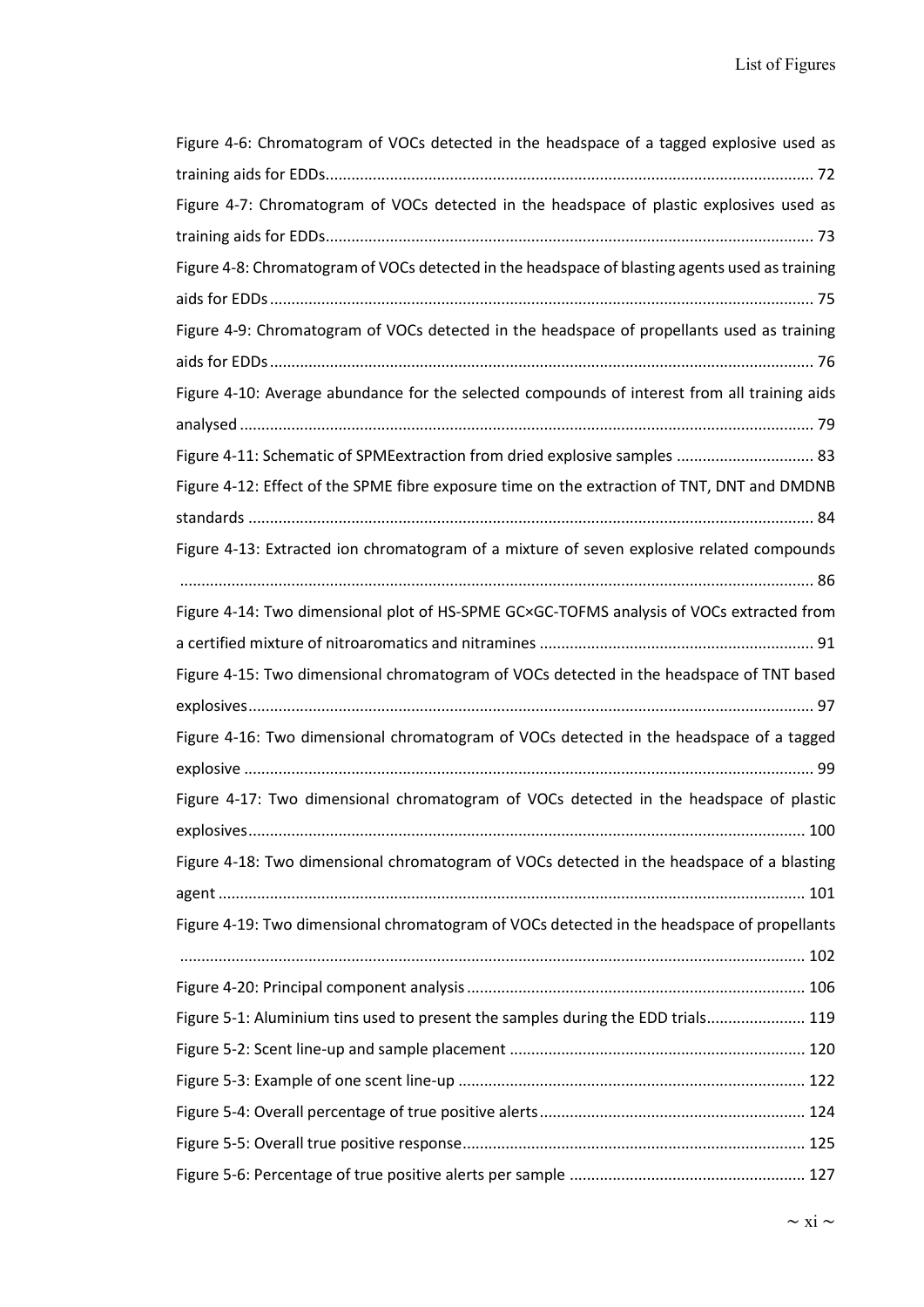Figure 4-6: Chromatogram of VOCs detected in the headspace of a tagged explosive used as training aids for EDDs................................................................................................................ 72

Figure 4-7: Chromatogram of VOCs detected in the headspace of plastic explosives used as training aids for EDDs................................................................................................................ 73

Figure 4-8: Chromatogram of VOCs detected in the headspace of blasting agents used as training aids for EDDs............................................................................................................................. 75

Figure 4-9: Chromatogram of VOCs detected in the headspace of propellants used as training aids for EDDs............................................................................................................................. 76

Figure 4-10: Average abundance for the selected compounds of interest from all training aids analysed.................................................................................................................................... 79

Figure 4-11: Schematic of SPMEextraction from dried explosive samples ................................ 83

Figure 4-12: Effect of the SPME fibre exposure time on the extraction of TNT, DNT and DMDNB standards .................................................................................................................................. 84

Figure 4-13: Extracted ion chromatogram of a mixture of seven explosive related compounds .................................................................................................................................................. 86

Figure 4-14: Two dimensional plot of HS-SPME GC×GC-TOFMS analysis of VOCs extracted from a certified mixture of nitroaromatics and nitramines ............................................................... 91

Figure 4-15: Two dimensional chromatogram of VOCs detected in the headspace of TNT based explosives.................................................................................................................................. 97

Figure 4-16: Two dimensional chromatogram of VOCs detected in the headspace of a tagged explosive .................................................................................................................................. 99

Figure 4-17: Two dimensional chromatogram of VOCs detected in the headspace of plastic explosives................................................................................................................................ 100

Figure 4-18: Two dimensional chromatogram of VOCs detected in the headspace of a blasting agent ....................................................................................................................................... 101

Figure 4-19: Two dimensional chromatogram of VOCs detected in the headspace of propellants ................................................................................................................................................ 102

Figure 4-20: Principal component analysis.............................................................................. 106

Figure 5-1: Aluminium tins used to present the samples during the EDD trials....................... 119

Figure 5-2: Scent line-up and sample placement .................................................................... 120

Figure 5-3: Example of one scent line-up ................................................................................ 122

Figure 5-4: Overall percentage of true positive alerts............................................................. 124

Figure 5-5: Overall true positive response............................................................................... 125

Figure 5-6: Percentage of true positive alerts per sample ....................................................... 127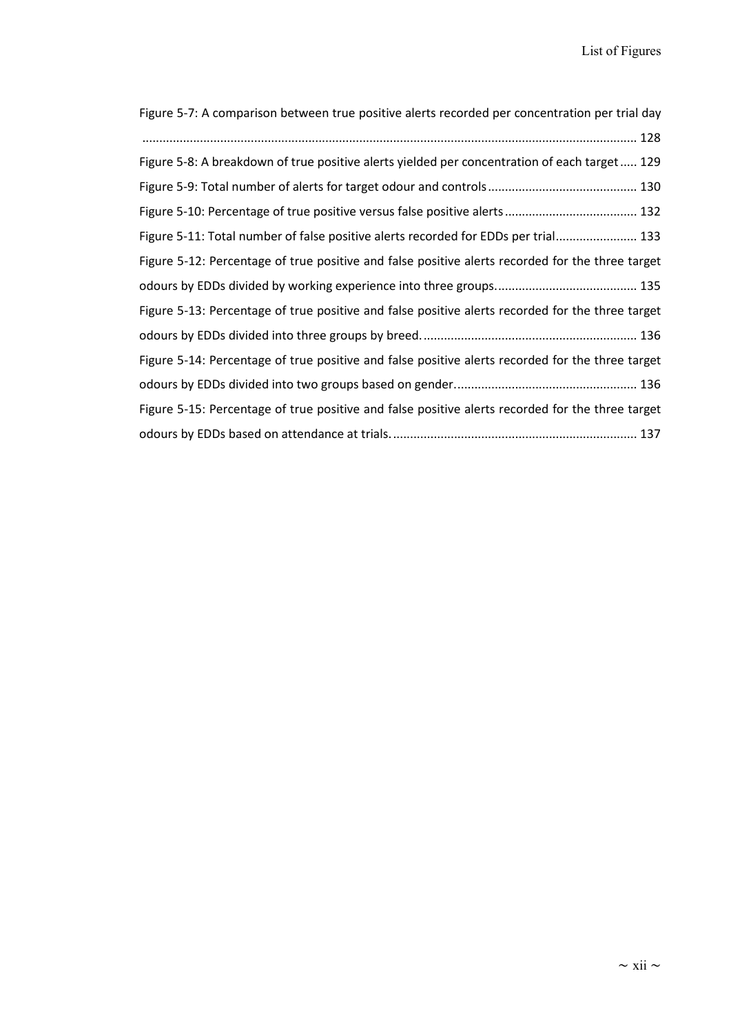Figure 5-7: A comparison between true positive alerts recorded per concentration per trial day ........ 128

Figure 5-8: A breakdown of true positive alerts yielded per concentration of each target ..... 129

Figure 5-9: Total number of alerts for target odour and controls ........ 130

Figure 5-10: Percentage of true positive versus false positive alerts ........ 132

Figure 5-11: Total number of false positive alerts recorded for EDDs per trial ........ 133

Figure 5-12: Percentage of true positive and false positive alerts recorded for the three target odours by EDDs divided by working experience into three groups. ........ 135

Figure 5-13: Percentage of true positive and false positive alerts recorded for the three target odours by EDDs divided into three groups by breed. ........ 136

Figure 5-14: Percentage of true positive and false positive alerts recorded for the three target odours by EDDs divided into two groups based on gender. ........ 136

Figure 5-15: Percentage of true positive and false positive alerts recorded for the three target odours by EDDs based on attendance at trials. ........ 137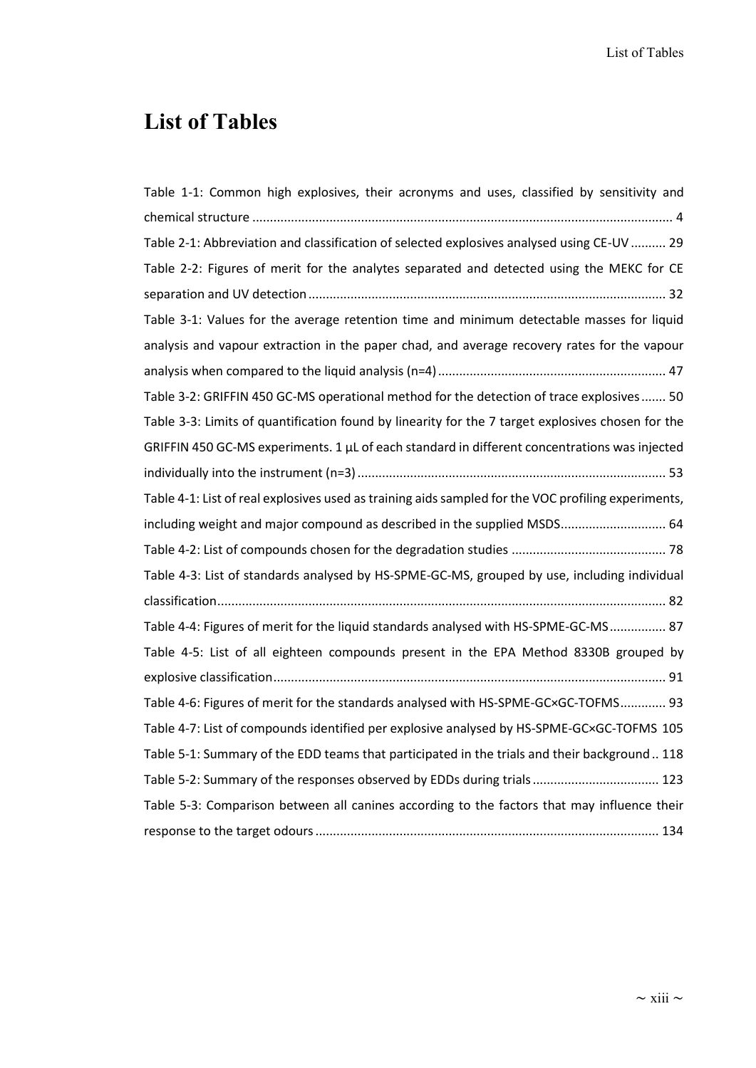# List of Tables

Table 1-1: Common high explosives, their acronyms and uses, classified by sensitivity and chemical structure ...................................................................................................................... 4

Table 2-1: Abbreviation and classification of selected explosives analysed using CE-UV .......... 29

Table 2-2: Figures of merit for the analytes separated and detected using the MEKC for CE separation and UV detection ..................................................................................................... 32

Table 3-1: Values for the average retention time and minimum detectable masses for liquid analysis and vapour extraction in the paper chad, and average recovery rates for the vapour analysis when compared to the liquid analysis (n=4) ................................................................. 47

Table 3-2: GRIFFIN 450 GC-MS operational method for the detection of trace explosives ....... 50

Table 3-3: Limits of quantification found by linearity for the 7 target explosives chosen for the GRIFFIN 450 GC-MS experiments. 1 µL of each standard in different concentrations was injected individually into the instrument (n=3) ........................................................................................ 53

Table 4-1: List of real explosives used as training aids sampled for the VOC profiling experiments, including weight and major compound as described in the supplied MSDS............................. 64

Table 4-2: List of compounds chosen for the degradation studies ............................................ 78

Table 4-3: List of standards analysed by HS-SPME-GC-MS, grouped by use, including individual classification............................................................................................................................... 82

Table 4-4: Figures of merit for the liquid standards analysed with HS-SPME-GC-MS ................ 87

Table 4-5: List of all eighteen compounds present in the EPA Method 8330B grouped by explosive classification............................................................................................................... 91

Table 4-6: Figures of merit for the standards analysed with HS-SPME-GC×GC-TOFMS............. 93

Table 4-7: List of compounds identified per explosive analysed by HS-SPME-GC×GC-TOFMS 105

Table 5-1: Summary of the EDD teams that participated in the trials and their background .. 118

Table 5-2: Summary of the responses observed by EDDs during trials .................................... 123

Table 5-3: Comparison between all canines according to the factors that may influence their response to the target odours .................................................................................................. 134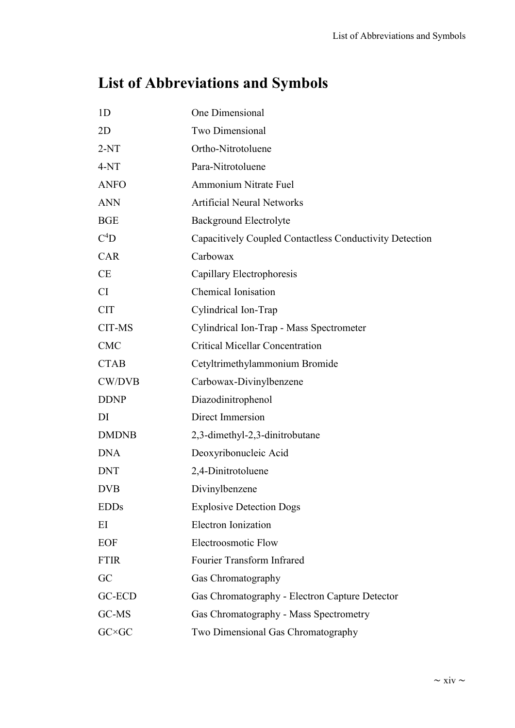# List of Abbreviations and Symbols

| | |
|---|---|
| 1D | One Dimensional |
| 2D | Two Dimensional |
| 2-NT | Ortho-Nitrotoluene |
| 4-NT | Para-Nitrotoluene |
| ANFO | Ammonium Nitrate Fuel |
| ANN | Artificial Neural Networks |
| BGE | Background Electrolyte |
| $C^4D$ | Capacitively Coupled Contactless Conductivity Detection |
| CAR | Carbowax |
| CE | Capillary Electrophoresis |
| CI | Chemical Ionisation |
| CIT | Cylindrical Ion-Trap |
| CIT-MS | Cylindrical Ion-Trap - Mass Spectrometer |
| CMC | Critical Micellar Concentration |
| CTAB | Cetyltrimethylammonium Bromide |
| CW/DVB | Carbowax-Divinylbenzene |
| DDNP | Diazodinitrophenol |
| DI | Direct Immersion |
| DMDNB | 2,3-dimethyl-2,3-dinitrobutane |
| DNA | Deoxyribonucleic Acid |
| DNT | 2,4-Dinitrotoluene |
| DVB | Divinylbenzene |
| EDDs | Explosive Detection Dogs |
| EI | Electron Ionization |
| EOF | Electroosmotic Flow |
| FTIR | Fourier Transform Infrared |
| GC | Gas Chromatography |
| GC-ECD | Gas Chromatography - Electron Capture Detector |
| GC-MS | Gas Chromatography - Mass Spectrometry |
| GC×GC | Two Dimensional Gas Chromatography |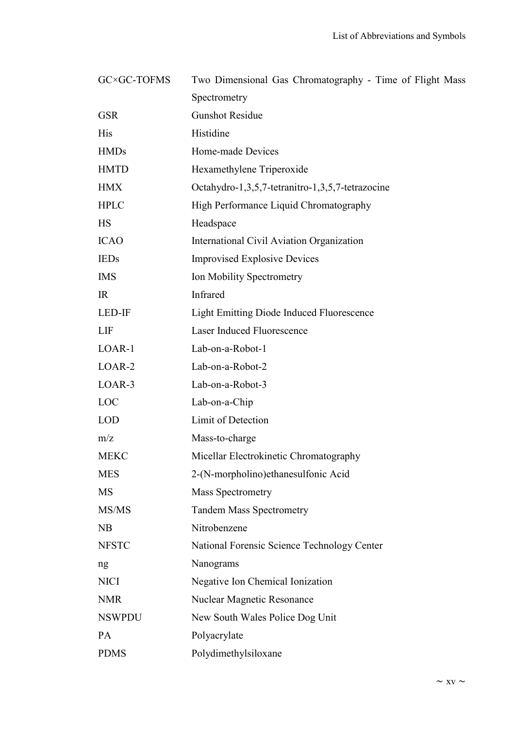| | |
|---|---|
| GC×GC-TOFMS | Two Dimensional Gas Chromatography - Time of Flight Mass Spectrometry |
| GSR | Gunshot Residue |
| His | Histidine |
| HMDs | Home-made Devices |
| HMTD | Hexamethylene Triperoxide |
| HMX | Octahydro-1,3,5,7-tetranitro-1,3,5,7-tetrazocine |
| HPLC | High Performance Liquid Chromatography |
| HS | Headspace |
| ICAO | International Civil Aviation Organization |
| IEDs | Improvised Explosive Devices |
| IMS | Ion Mobility Spectrometry |
| IR | Infrared |
| LED-IF | Light Emitting Diode Induced Fluorescence |
| LIF | Laser Induced Fluorescence |
| LOAR-1 | Lab-on-a-Robot-1 |
| LOAR-2 | Lab-on-a-Robot-2 |
| LOAR-3 | Lab-on-a-Robot-3 |
| LOC | Lab-on-a-Chip |
| LOD | Limit of Detection |
| m/z | Mass-to-charge |
| MEKC | Micellar Electrokinetic Chromatography |
| MES | 2-(N-morpholino)ethanesulfonic Acid |
| MS | Mass Spectrometry |
| MS/MS | Tandem Mass Spectrometry |
| NB | Nitrobenzene |
| NFSTC | National Forensic Science Technology Center |
| ng | Nanograms |
| NICI | Negative Ion Chemical Ionization |
| NMR | Nuclear Magnetic Resonance |
| NSWPDU | New South Wales Police Dog Unit |
| PA | Polyacrylate |
| PDMS | Polydimethylsiloxane |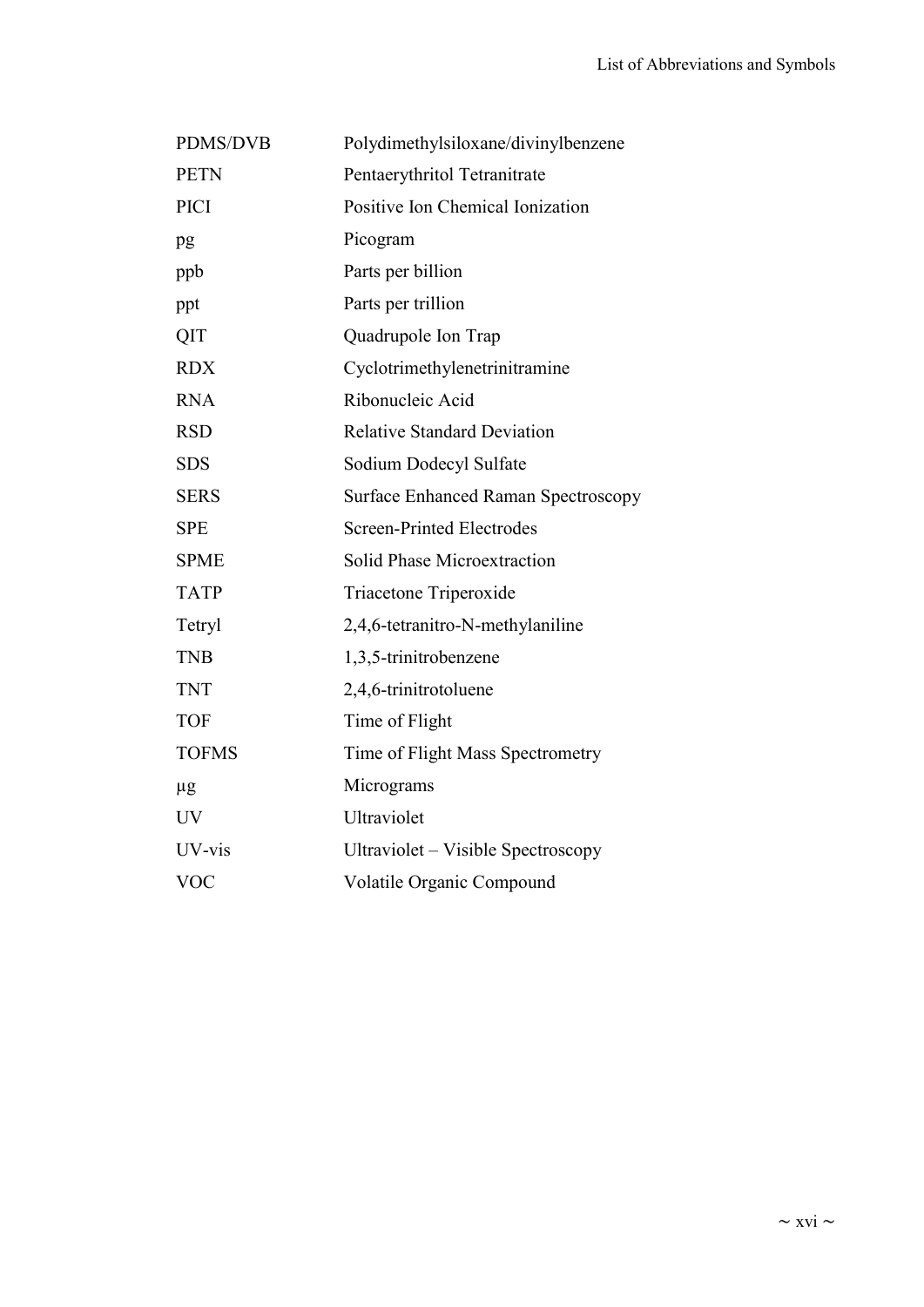| | |
|---|---|
| PDMS/DVB | Polydimethylsiloxane/divinylbenzene |
| PETN | Pentaerythritol Tetranitrate |
| PICI | Positive Ion Chemical Ionization |
| pg | Picogram |
| ppb | Parts per billion |
| ppt | Parts per trillion |
| QIT | Quadrupole Ion Trap |
| RDX | Cyclotrimethylenetrinitramine |
| RNA | Ribonucleic Acid |
| RSD | Relative Standard Deviation |
| SDS | Sodium Dodecyl Sulfate |
| SERS | Surface Enhanced Raman Spectroscopy |
| SPE | Screen-Printed Electrodes |
| SPME | Solid Phase Microextraction |
| TATP | Triacetone Triperoxide |
| Tetryl | 2,4,6-tetranitro-N-methylaniline |
| TNB | 1,3,5-trinitrobenzene |
| TNT | 2,4,6-trinitrotoluene |
| TOF | Time of Flight |
| TOFMS | Time of Flight Mass Spectrometry |
| µg | Micrograms |
| UV | Ultraviolet |
| UV-vis | Ultraviolet – Visible Spectroscopy |
| VOC | Volatile Organic Compound |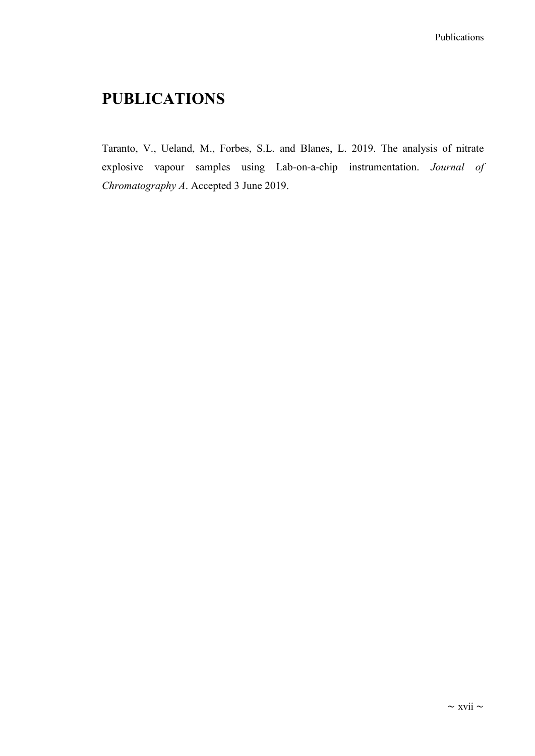# PUBLICATIONS

Taranto, V., Ueland, M., Forbes, S.L. and Blanes, L. 2019. The analysis of nitrate explosive vapour samples using Lab-on-a-chip instrumentation. *Journal of Chromatography A*. Accepted 3 June 2019.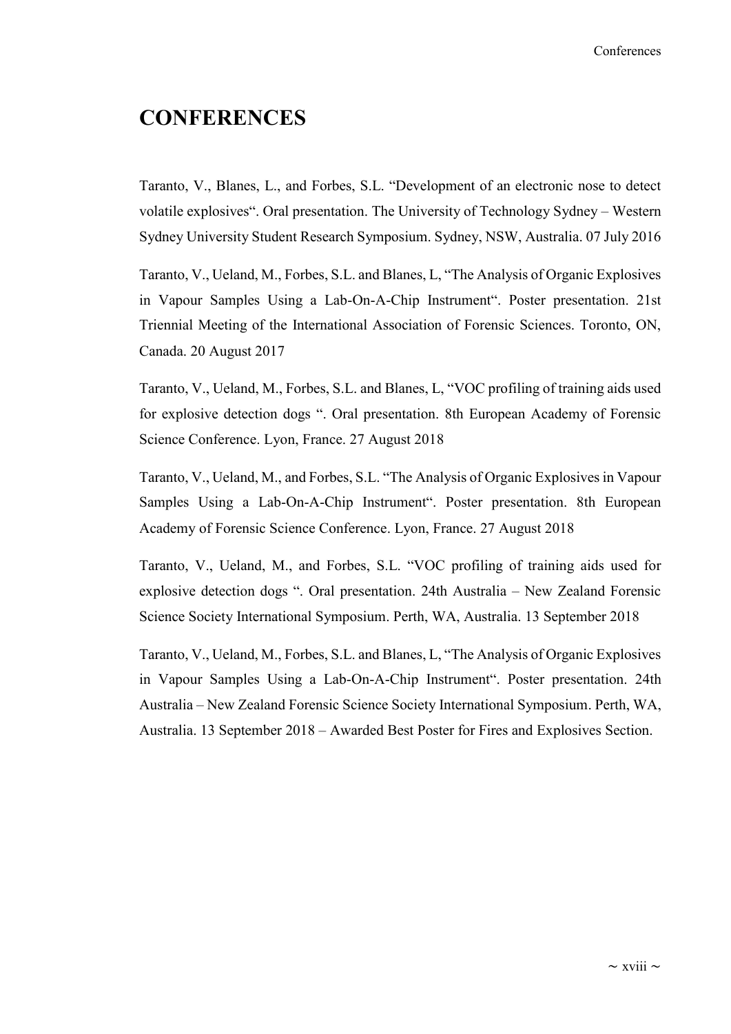# CONFERENCES

Taranto, V., Blanes, L., and Forbes, S.L. “Development of an electronic nose to detect volatile explosives“. Oral presentation. The University of Technology Sydney – Western Sydney University Student Research Symposium. Sydney, NSW, Australia. 07 July 2016

Taranto, V., Ueland, M., Forbes, S.L. and Blanes, L, “The Analysis of Organic Explosives in Vapour Samples Using a Lab-On-A-Chip Instrument“. Poster presentation. 21st Triennial Meeting of the International Association of Forensic Sciences. Toronto, ON, Canada. 20 August 2017

Taranto, V., Ueland, M., Forbes, S.L. and Blanes, L, “VOC profiling of training aids used for explosive detection dogs “. Oral presentation. 8th European Academy of Forensic Science Conference. Lyon, France. 27 August 2018

Taranto, V., Ueland, M., and Forbes, S.L. “The Analysis of Organic Explosives in Vapour Samples Using a Lab-On-A-Chip Instrument“. Poster presentation. 8th European Academy of Forensic Science Conference. Lyon, France. 27 August 2018

Taranto, V., Ueland, M., and Forbes, S.L. “VOC profiling of training aids used for explosive detection dogs “. Oral presentation. 24th Australia – New Zealand Forensic Science Society International Symposium. Perth, WA, Australia. 13 September 2018

Taranto, V., Ueland, M., Forbes, S.L. and Blanes, L, “The Analysis of Organic Explosives in Vapour Samples Using a Lab-On-A-Chip Instrument“. Poster presentation. 24th Australia – New Zealand Forensic Science Society International Symposium. Perth, WA, Australia. 13 September 2018 – Awarded Best Poster for Fires and Explosives Section.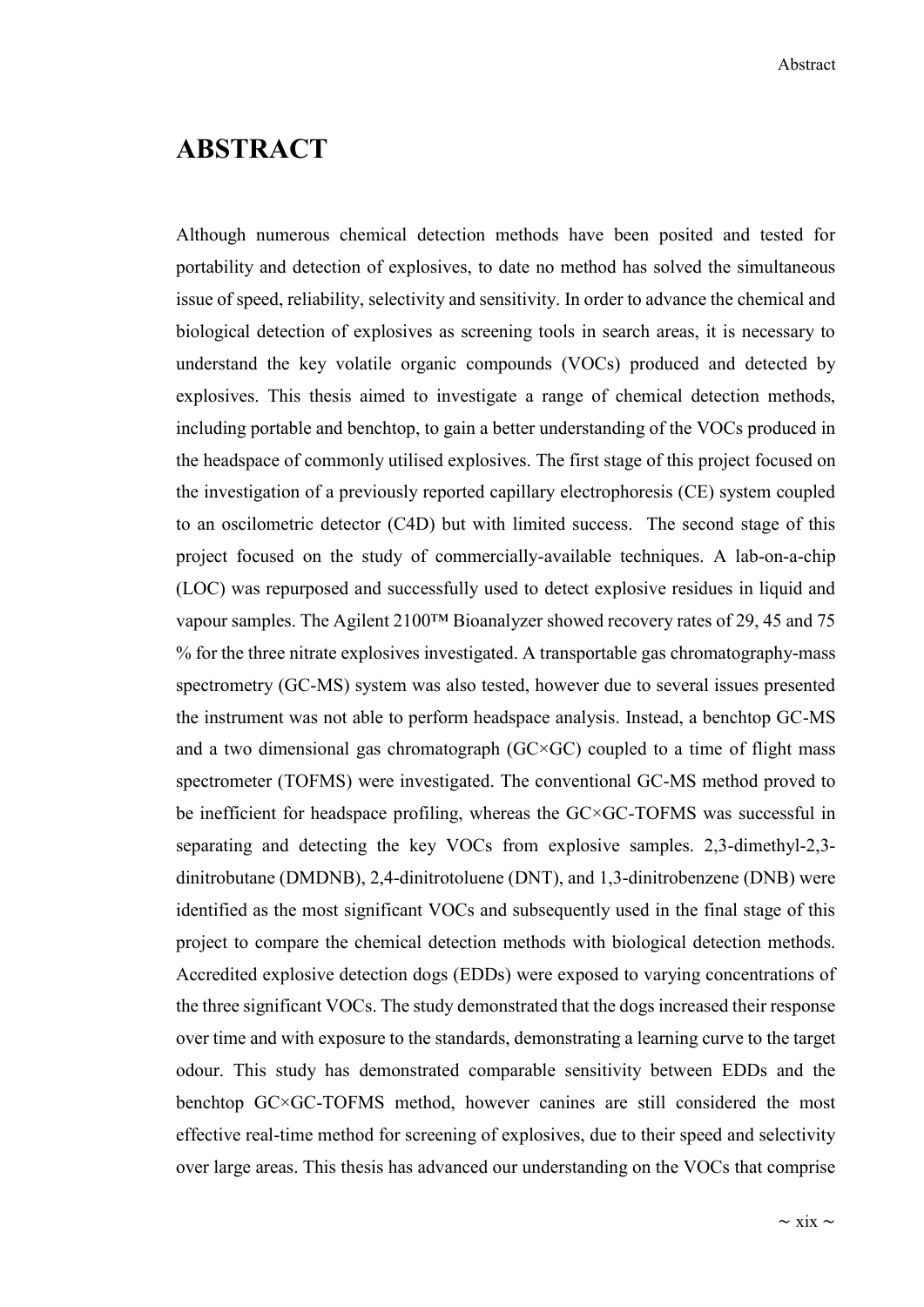# ABSTRACT

Although numerous chemical detection methods have been posited and tested for portability and detection of explosives, to date no method has solved the simultaneous issue of speed, reliability, selectivity and sensitivity. In order to advance the chemical and biological detection of explosives as screening tools in search areas, it is necessary to understand the key volatile organic compounds (VOCs) produced and detected by explosives. This thesis aimed to investigate a range of chemical detection methods, including portable and benchtop, to gain a better understanding of the VOCs produced in the headspace of commonly utilised explosives. The first stage of this project focused on the investigation of a previously reported capillary electrophoresis (CE) system coupled to an oscilometric detector (C4D) but with limited success. The second stage of this project focused on the study of commercially-available techniques. A lab-on-a-chip (LOC) was repurposed and successfully used to detect explosive residues in liquid and vapour samples. The Agilent 2100™ Bioanalyzer showed recovery rates of 29, 45 and 75 % for the three nitrate explosives investigated. A transportable gas chromatography-mass spectrometry (GC-MS) system was also tested, however due to several issues presented the instrument was not able to perform headspace analysis. Instead, a benchtop GC-MS and a two dimensional gas chromatograph (GC×GC) coupled to a time of flight mass spectrometer (TOFMS) were investigated. The conventional GC-MS method proved to be inefficient for headspace profiling, whereas the GC×GC-TOFMS was successful in separating and detecting the key VOCs from explosive samples. 2,3-dimethyl-2,3-dinitrobutane (DMDNB), 2,4-dinitrotoluene (DNT), and 1,3-dinitrobenzene (DNB) were identified as the most significant VOCs and subsequently used in the final stage of this project to compare the chemical detection methods with biological detection methods. Accredited explosive detection dogs (EDDs) were exposed to varying concentrations of the three significant VOCs. The study demonstrated that the dogs increased their response over time and with exposure to the standards, demonstrating a learning curve to the target odour. This study has demonstrated comparable sensitivity between EDDs and the benchtop GC×GC-TOFMS method, however canines are still considered the most effective real-time method for screening of explosives, due to their speed and selectivity over large areas. This thesis has advanced our understanding on the VOCs that comprise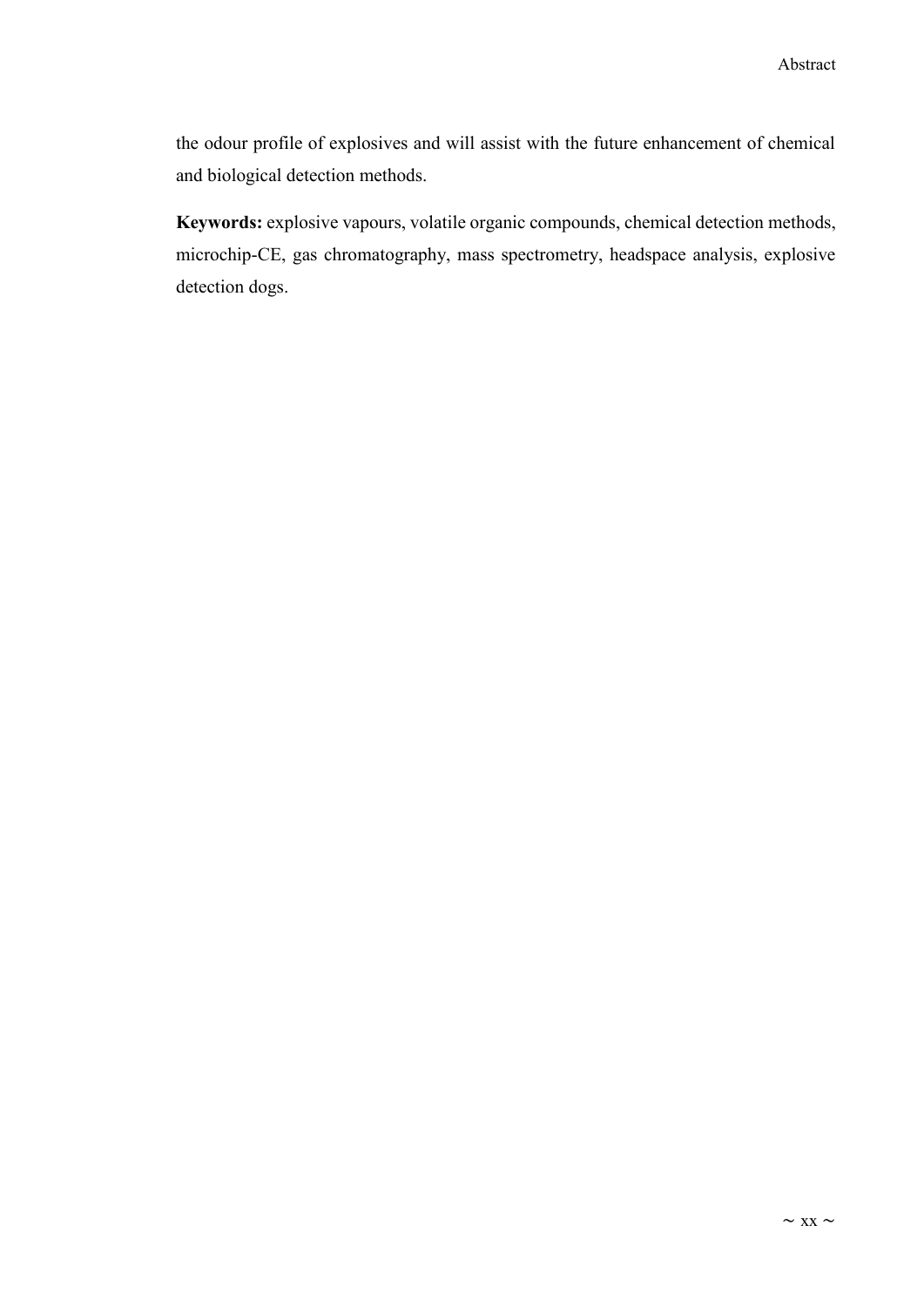the odour profile of explosives and will assist with the future enhancement of chemical and biological detection methods.

**Keywords:** explosive vapours, volatile organic compounds, chemical detection methods, microchip-CE, gas chromatography, mass spectrometry, headspace analysis, explosive detection dogs.